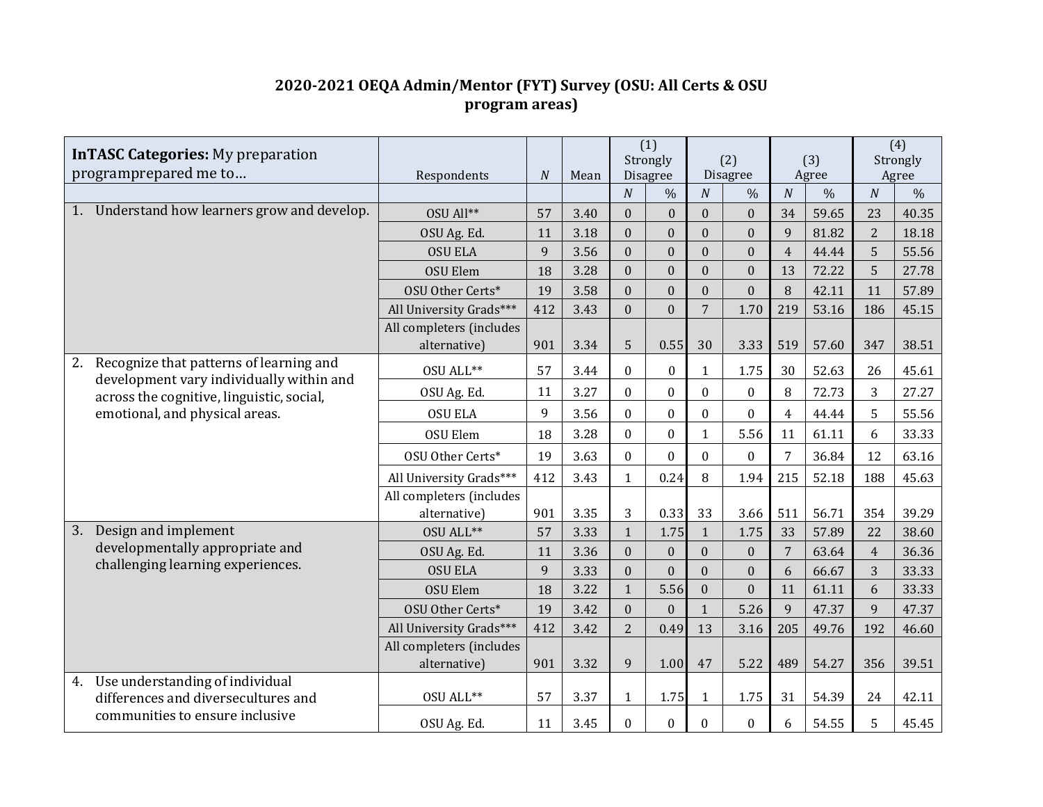# 2020-2021 OEQA Admin/Mentor (FYT) Survey (OSU: All Certs & OSU program areas)

| **InTASC Categories:** My preparation programprepared me to… | Respondents | *N* | Mean | (1) Strongly Disagree | | (2) Disagree | | (3) Agree | | (4) Strongly Agree | |
|---|---|---|---|---|---|---|---|---|---|---|---|
| | | | | *N* | % | *N* | % | *N* | % | *N* | % |
| 1. Understand how learners grow and develop. | OSU All** | 57 | 3.40 | 0 | 0 | 0 | 0 | 34 | 59.65 | 23 | 40.35 |
| | OSU Ag. Ed. | 11 | 3.18 | 0 | 0 | 0 | 0 | 9 | 81.82 | 2 | 18.18 |
| | OSU ELA | 9 | 3.56 | 0 | 0 | 0 | 0 | 4 | 44.44 | 5 | 55.56 |
| | OSU Elem | 18 | 3.28 | 0 | 0 | 0 | 0 | 13 | 72.22 | 5 | 27.78 |
| | OSU Other Certs* | 19 | 3.58 | 0 | 0 | 0 | 0 | 8 | 42.11 | 11 | 57.89 |
| | All University Grads*** | 412 | 3.43 | 0 | 0 | 7 | 1.70 | 219 | 53.16 | 186 | 45.15 |
| | All completers (includes alternative) | 901 | 3.34 | 5 | 0.55 | 30 | 3.33 | 519 | 57.60 | 347 | 38.51 |
| 2. Recognize that patterns of learning and development vary individually within and across the cognitive, linguistic, social, emotional, and physical areas. | OSU ALL** | 57 | 3.44 | 0 | 0 | 1 | 1.75 | 30 | 52.63 | 26 | 45.61 |
| | OSU Ag. Ed. | 11 | 3.27 | 0 | 0 | 0 | 0 | 8 | 72.73 | 3 | 27.27 |
| | OSU ELA | 9 | 3.56 | 0 | 0 | 0 | 0 | 4 | 44.44 | 5 | 55.56 |
| | OSU Elem | 18 | 3.28 | 0 | 0 | 1 | 5.56 | 11 | 61.11 | 6 | 33.33 |
| | OSU Other Certs* | 19 | 3.63 | 0 | 0 | 0 | 0 | 7 | 36.84 | 12 | 63.16 |
| | All University Grads*** | 412 | 3.43 | 1 | 0.24 | 8 | 1.94 | 215 | 52.18 | 188 | 45.63 |
| | All completers (includes alternative) | 901 | 3.35 | 3 | 0.33 | 33 | 3.66 | 511 | 56.71 | 354 | 39.29 |
| 3. Design and implement developmentally appropriate and challenging learning experiences. | OSU ALL** | 57 | 3.33 | 1 | 1.75 | 1 | 1.75 | 33 | 57.89 | 22 | 38.60 |
| | OSU Ag. Ed. | 11 | 3.36 | 0 | 0 | 0 | 0 | 7 | 63.64 | 4 | 36.36 |
| | OSU ELA | 9 | 3.33 | 0 | 0 | 0 | 0 | 6 | 66.67 | 3 | 33.33 |
| | OSU Elem | 18 | 3.22 | 1 | 5.56 | 0 | 0 | 11 | 61.11 | 6 | 33.33 |
| | OSU Other Certs* | 19 | 3.42 | 0 | 0 | 1 | 5.26 | 9 | 47.37 | 9 | 47.37 |
| | All University Grads*** | 412 | 3.42 | 2 | 0.49 | 13 | 3.16 | 205 | 49.76 | 192 | 46.60 |
| | All completers (includes alternative) | 901 | 3.32 | 9 | 1.00 | 47 | 5.22 | 489 | 54.27 | 356 | 39.51 |
| 4. Use understanding of individual differences and diversecultures and communities to ensure inclusive | OSU ALL** | 57 | 3.37 | 1 | 1.75 | 1 | 1.75 | 31 | 54.39 | 24 | 42.11 |
| | OSU Ag. Ed. | 11 | 3.45 | 0 | 0 | 0 | 0 | 6 | 54.55 | 5 | 45.45 |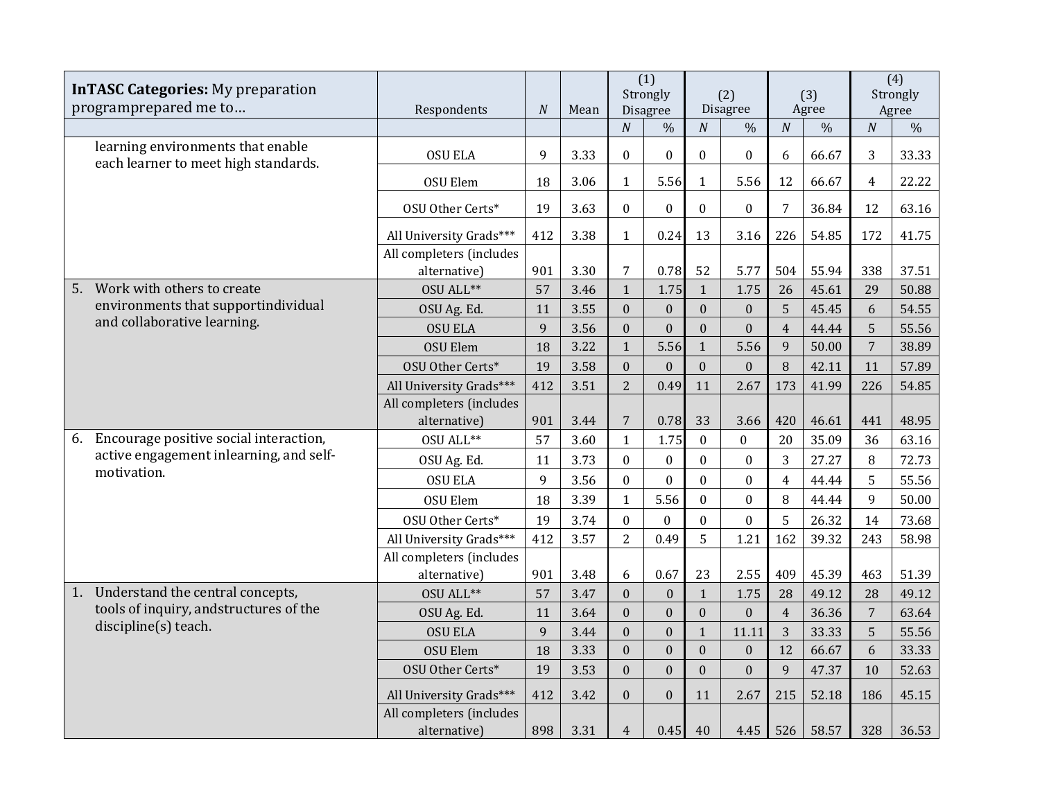| **InTASC Categories:** My preparation programprepared me to… | Respondents | *N* | Mean | (1) Strongly Disagree | | (2) Disagree | | (3) Agree | | (4) Strongly Agree | |
|---|---|---|---|---|---|---|---|---|---|---|---|
| | | | | *N* | % | *N* | % | *N* | % | *N* | % |
| learning environments that enable each learner to meet high standards. | OSU ELA | 9 | 3.33 | 0 | 0 | 0 | 0 | 6 | 66.67 | 3 | 33.33 |
| | OSU Elem | 18 | 3.06 | 1 | 5.56 | 1 | 5.56 | 12 | 66.67 | 4 | 22.22 |
| | OSU Other Certs* | 19 | 3.63 | 0 | 0 | 0 | 0 | 7 | 36.84 | 12 | 63.16 |
| | All University Grads*** | 412 | 3.38 | 1 | 0.24 | 13 | 3.16 | 226 | 54.85 | 172 | 41.75 |
| | All completers (includes alternative) | 901 | 3.30 | 7 | 0.78 | 52 | 5.77 | 504 | 55.94 | 338 | 37.51 |
| 5. Work with others to create environments that supportindividual and collaborative learning. | OSU ALL** | 57 | 3.46 | 1 | 1.75 | 1 | 1.75 | 26 | 45.61 | 29 | 50.88 |
| | OSU Ag. Ed. | 11 | 3.55 | 0 | 0 | 0 | 0 | 5 | 45.45 | 6 | 54.55 |
| | OSU ELA | 9 | 3.56 | 0 | 0 | 0 | 0 | 4 | 44.44 | 5 | 55.56 |
| | OSU Elem | 18 | 3.22 | 1 | 5.56 | 1 | 5.56 | 9 | 50.00 | 7 | 38.89 |
| | OSU Other Certs* | 19 | 3.58 | 0 | 0 | 0 | 0 | 8 | 42.11 | 11 | 57.89 |
| | All University Grads*** | 412 | 3.51 | 2 | 0.49 | 11 | 2.67 | 173 | 41.99 | 226 | 54.85 |
| | All completers (includes alternative) | 901 | 3.44 | 7 | 0.78 | 33 | 3.66 | 420 | 46.61 | 441 | 48.95 |
| 6. Encourage positive social interaction, active engagement inlearning, and self-motivation. | OSU ALL** | 57 | 3.60 | 1 | 1.75 | 0 | 0 | 20 | 35.09 | 36 | 63.16 |
| | OSU Ag. Ed. | 11 | 3.73 | 0 | 0 | 0 | 0 | 3 | 27.27 | 8 | 72.73 |
| | OSU ELA | 9 | 3.56 | 0 | 0 | 0 | 0 | 4 | 44.44 | 5 | 55.56 |
| | OSU Elem | 18 | 3.39 | 1 | 5.56 | 0 | 0 | 8 | 44.44 | 9 | 50.00 |
| | OSU Other Certs* | 19 | 3.74 | 0 | 0 | 0 | 0 | 5 | 26.32 | 14 | 73.68 |
| | All University Grads*** | 412 | 3.57 | 2 | 0.49 | 5 | 1.21 | 162 | 39.32 | 243 | 58.98 |
| | All completers (includes alternative) | 901 | 3.48 | 6 | 0.67 | 23 | 2.55 | 409 | 45.39 | 463 | 51.39 |
| 1. Understand the central concepts, tools of inquiry, andstructures of the discipline(s) teach. | OSU ALL** | 57 | 3.47 | 0 | 0 | 1 | 1.75 | 28 | 49.12 | 28 | 49.12 |
| | OSU Ag. Ed. | 11 | 3.64 | 0 | 0 | 0 | 0 | 4 | 36.36 | 7 | 63.64 |
| | OSU ELA | 9 | 3.44 | 0 | 0 | 1 | 11.11 | 3 | 33.33 | 5 | 55.56 |
| | OSU Elem | 18 | 3.33 | 0 | 0 | 0 | 0 | 12 | 66.67 | 6 | 33.33 |
| | OSU Other Certs* | 19 | 3.53 | 0 | 0 | 0 | 0 | 9 | 47.37 | 10 | 52.63 |
| | All University Grads*** | 412 | 3.42 | 0 | 0 | 11 | 2.67 | 215 | 52.18 | 186 | 45.15 |
| | All completers (includes alternative) | 898 | 3.31 | 4 | 0.45 | 40 | 4.45 | 526 | 58.57 | 328 | 36.53 |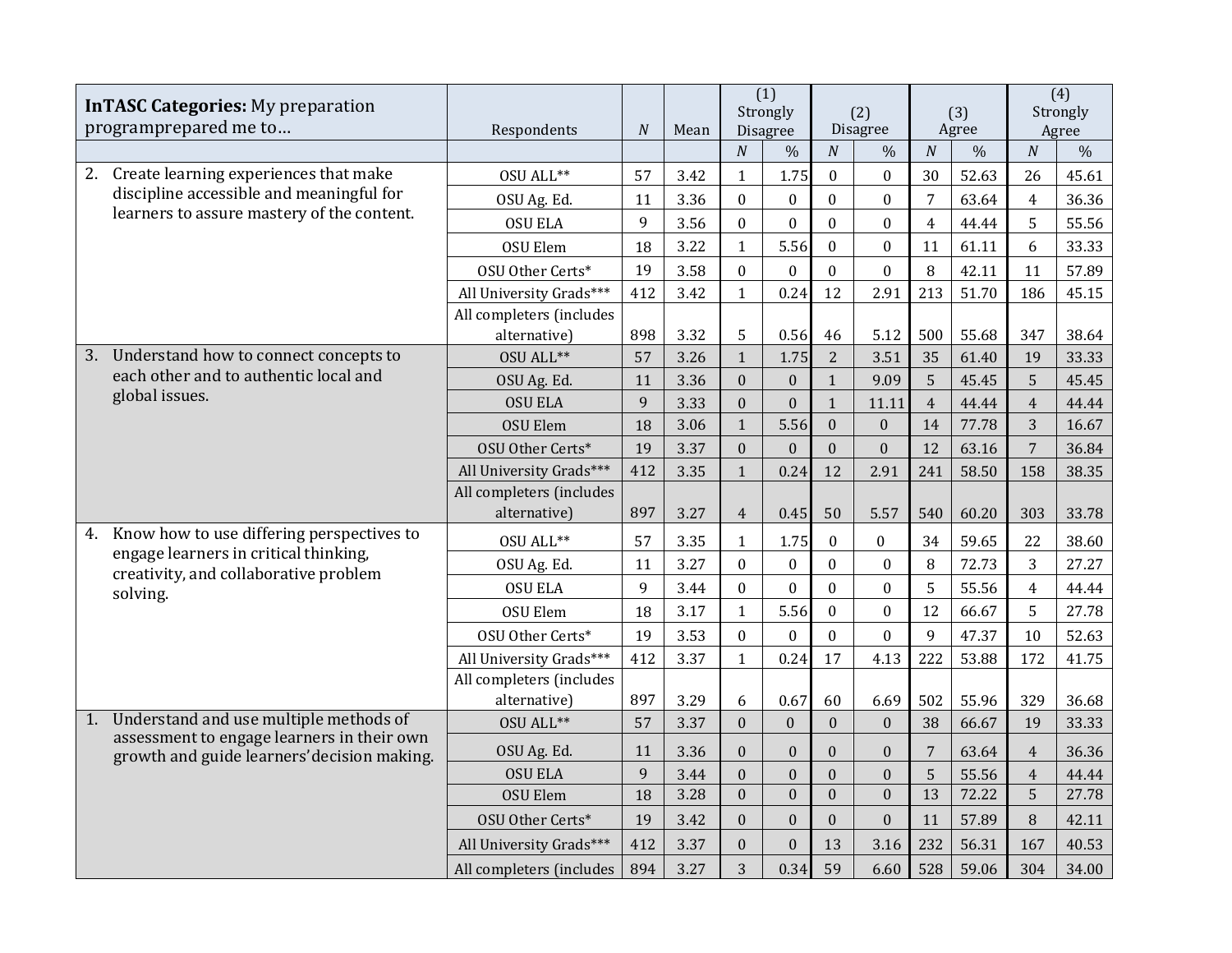| **InTASC Categories:** My preparation programprepared me to… | Respondents | *N* | Mean | (1) Strongly Disagree | | (2) Disagree | | (3) Agree | | (4) Strongly Agree | |
|---|---|---|---|---|---|---|---|---|---|---|---|
| | | | | *N* | % | *N* | % | *N* | % | *N* | % |
| 2. Create learning experiences that make discipline accessible and meaningful for learners to assure mastery of the content. | OSU ALL** | 57 | 3.42 | 1 | 1.75 | 0 | 0 | 30 | 52.63 | 26 | 45.61 |
| | OSU Ag. Ed. | 11 | 3.36 | 0 | 0 | 0 | 0 | 7 | 63.64 | 4 | 36.36 |
| | OSU ELA | 9 | 3.56 | 0 | 0 | 0 | 0 | 4 | 44.44 | 5 | 55.56 |
| | OSU Elem | 18 | 3.22 | 1 | 5.56 | 0 | 0 | 11 | 61.11 | 6 | 33.33 |
| | OSU Other Certs* | 19 | 3.58 | 0 | 0 | 0 | 0 | 8 | 42.11 | 11 | 57.89 |
| | All University Grads*** | 412 | 3.42 | 1 | 0.24 | 12 | 2.91 | 213 | 51.70 | 186 | 45.15 |
| | All completers (includes alternative) | 898 | 3.32 | 5 | 0.56 | 46 | 5.12 | 500 | 55.68 | 347 | 38.64 |
| 3. Understand how to connect concepts to each other and to authentic local and global issues. | OSU ALL** | 57 | 3.26 | 1 | 1.75 | 2 | 3.51 | 35 | 61.40 | 19 | 33.33 |
| | OSU Ag. Ed. | 11 | 3.36 | 0 | 0 | 1 | 9.09 | 5 | 45.45 | 5 | 45.45 |
| | OSU ELA | 9 | 3.33 | 0 | 0 | 1 | 11.11 | 4 | 44.44 | 4 | 44.44 |
| | OSU Elem | 18 | 3.06 | 1 | 5.56 | 0 | 0 | 14 | 77.78 | 3 | 16.67 |
| | OSU Other Certs* | 19 | 3.37 | 0 | 0 | 0 | 0 | 12 | 63.16 | 7 | 36.84 |
| | All University Grads*** | 412 | 3.35 | 1 | 0.24 | 12 | 2.91 | 241 | 58.50 | 158 | 38.35 |
| | All completers (includes alternative) | 897 | 3.27 | 4 | 0.45 | 50 | 5.57 | 540 | 60.20 | 303 | 33.78 |
| 4. Know how to use differing perspectives to engage learners in critical thinking, creativity, and collaborative problem solving. | OSU ALL** | 57 | 3.35 | 1 | 1.75 | 0 | 0 | 34 | 59.65 | 22 | 38.60 |
| | OSU Ag. Ed. | 11 | 3.27 | 0 | 0 | 0 | 0 | 8 | 72.73 | 3 | 27.27 |
| | OSU ELA | 9 | 3.44 | 0 | 0 | 0 | 0 | 5 | 55.56 | 4 | 44.44 |
| | OSU Elem | 18 | 3.17 | 1 | 5.56 | 0 | 0 | 12 | 66.67 | 5 | 27.78 |
| | OSU Other Certs* | 19 | 3.53 | 0 | 0 | 0 | 0 | 9 | 47.37 | 10 | 52.63 |
| | All University Grads*** | 412 | 3.37 | 1 | 0.24 | 17 | 4.13 | 222 | 53.88 | 172 | 41.75 |
| | All completers (includes alternative) | 897 | 3.29 | 6 | 0.67 | 60 | 6.69 | 502 | 55.96 | 329 | 36.68 |
| 1. Understand and use multiple methods of assessment to engage learners in their own growth and guide learners' decision making. | OSU ALL** | 57 | 3.37 | 0 | 0 | 0 | 0 | 38 | 66.67 | 19 | 33.33 |
| | OSU Ag. Ed. | 11 | 3.36 | 0 | 0 | 0 | 0 | 7 | 63.64 | 4 | 36.36 |
| | OSU ELA | 9 | 3.44 | 0 | 0 | 0 | 0 | 5 | 55.56 | 4 | 44.44 |
| | OSU Elem | 18 | 3.28 | 0 | 0 | 0 | 0 | 13 | 72.22 | 5 | 27.78 |
| | OSU Other Certs* | 19 | 3.42 | 0 | 0 | 0 | 0 | 11 | 57.89 | 8 | 42.11 |
| | All University Grads*** | 412 | 3.37 | 0 | 0 | 13 | 3.16 | 232 | 56.31 | 167 | 40.53 |
| | All completers (includes | 894 | 3.27 | 3 | 0.34 | 59 | 6.60 | 528 | 59.06 | 304 | 34.00 |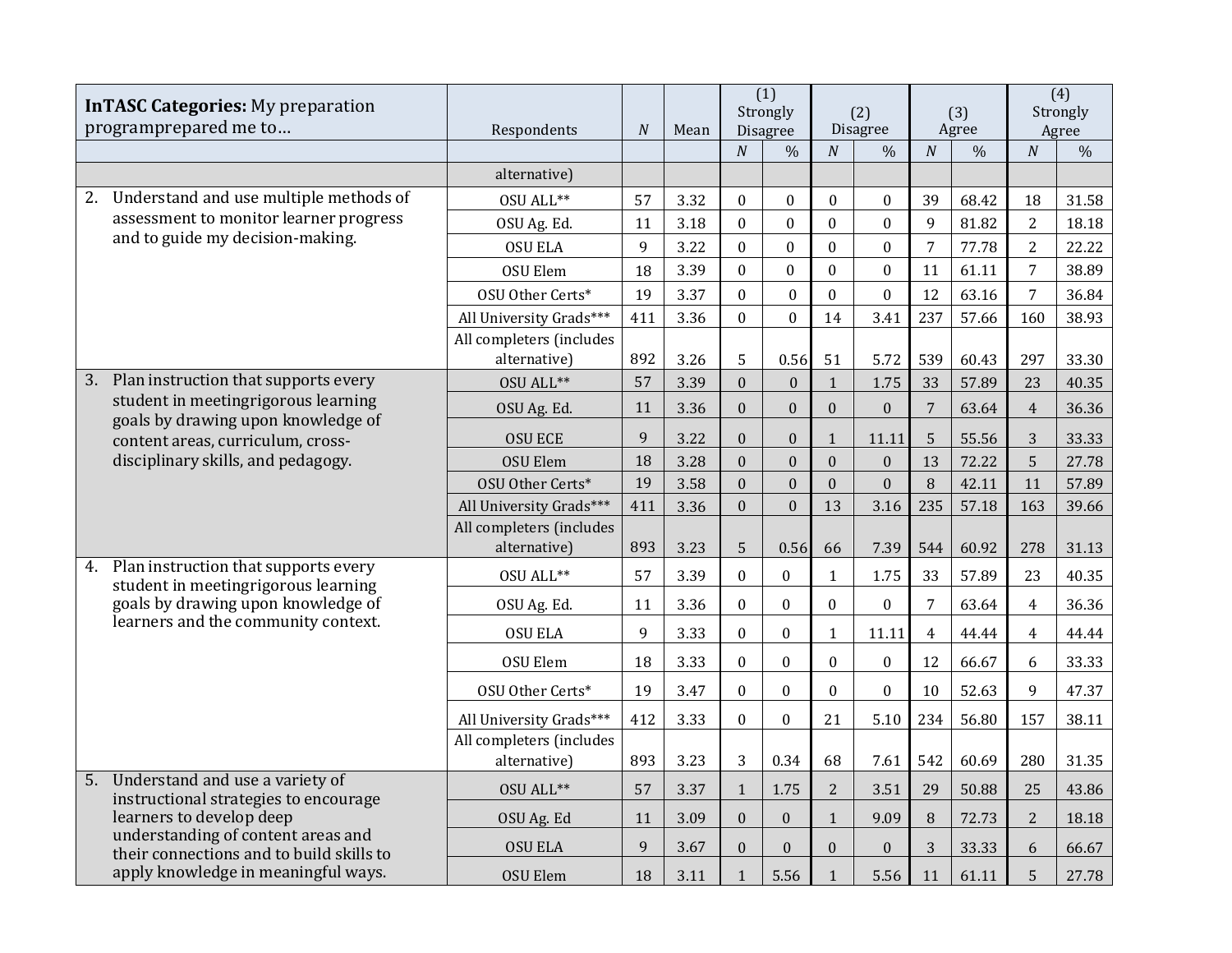| InTASC Categories: My preparation programprepared me to… | Respondents | N | Mean | (1) Strongly Disagree | | (2) Disagree | | (3) Agree | | (4) Strongly Agree | |
|---|---|---|---|---|---|---|---|---|---|---|---|
| | | | | N | % | N | % | N | % | N | % |
| | alternative) | | | | | | | | | | |
| 2. Understand and use multiple methods of assessment to monitor learner progress and to guide my decision-making. | OSU ALL** | 57 | 3.32 | 0 | 0 | 0 | 0 | 39 | 68.42 | 18 | 31.58 |
| | OSU Ag. Ed. | 11 | 3.18 | 0 | 0 | 0 | 0 | 9 | 81.82 | 2 | 18.18 |
| | OSU ELA | 9 | 3.22 | 0 | 0 | 0 | 0 | 7 | 77.78 | 2 | 22.22 |
| | OSU Elem | 18 | 3.39 | 0 | 0 | 0 | 0 | 11 | 61.11 | 7 | 38.89 |
| | OSU Other Certs* | 19 | 3.37 | 0 | 0 | 0 | 0 | 12 | 63.16 | 7 | 36.84 |
| | All University Grads*** | 411 | 3.36 | 0 | 0 | 14 | 3.41 | 237 | 57.66 | 160 | 38.93 |
| | All completers (includes alternative) | 892 | 3.26 | 5 | 0.56 | 51 | 5.72 | 539 | 60.43 | 297 | 33.30 |
| 3. Plan instruction that supports every student in meetingrigorous learning goals by drawing upon knowledge of content areas, curriculum, cross-disciplinary skills, and pedagogy. | OSU ALL** | 57 | 3.39 | 0 | 0 | 1 | 1.75 | 33 | 57.89 | 23 | 40.35 |
| | OSU Ag. Ed. | 11 | 3.36 | 0 | 0 | 0 | 0 | 7 | 63.64 | 4 | 36.36 |
| | OSU ECE | 9 | 3.22 | 0 | 0 | 1 | 11.11 | 5 | 55.56 | 3 | 33.33 |
| | OSU Elem | 18 | 3.28 | 0 | 0 | 0 | 0 | 13 | 72.22 | 5 | 27.78 |
| | OSU Other Certs* | 19 | 3.58 | 0 | 0 | 0 | 0 | 8 | 42.11 | 11 | 57.89 |
| | All University Grads*** | 411 | 3.36 | 0 | 0 | 13 | 3.16 | 235 | 57.18 | 163 | 39.66 |
| | All completers (includes alternative) | 893 | 3.23 | 5 | 0.56 | 66 | 7.39 | 544 | 60.92 | 278 | 31.13 |
| 4. Plan instruction that supports every student in meetingrigorous learning goals by drawing upon knowledge of learners and the community context. | OSU ALL** | 57 | 3.39 | 0 | 0 | 1 | 1.75 | 33 | 57.89 | 23 | 40.35 |
| | OSU Ag. Ed. | 11 | 3.36 | 0 | 0 | 0 | 0 | 7 | 63.64 | 4 | 36.36 |
| | OSU ELA | 9 | 3.33 | 0 | 0 | 1 | 11.11 | 4 | 44.44 | 4 | 44.44 |
| | OSU Elem | 18 | 3.33 | 0 | 0 | 0 | 0 | 12 | 66.67 | 6 | 33.33 |
| | OSU Other Certs* | 19 | 3.47 | 0 | 0 | 0 | 0 | 10 | 52.63 | 9 | 47.37 |
| | All University Grads*** | 412 | 3.33 | 0 | 0 | 21 | 5.10 | 234 | 56.80 | 157 | 38.11 |
| | All completers (includes alternative) | 893 | 3.23 | 3 | 0.34 | 68 | 7.61 | 542 | 60.69 | 280 | 31.35 |
| 5. Understand and use a variety of instructional strategies to encourage learners to develop deep understanding of content areas and their connections and to build skills to apply knowledge in meaningful ways. | OSU ALL** | 57 | 3.37 | 1 | 1.75 | 2 | 3.51 | 29 | 50.88 | 25 | 43.86 |
| | OSU Ag. Ed | 11 | 3.09 | 0 | 0 | 1 | 9.09 | 8 | 72.73 | 2 | 18.18 |
| | OSU ELA | 9 | 3.67 | 0 | 0 | 0 | 0 | 3 | 33.33 | 6 | 66.67 |
| | OSU Elem | 18 | 3.11 | 1 | 5.56 | 1 | 5.56 | 11 | 61.11 | 5 | 27.78 |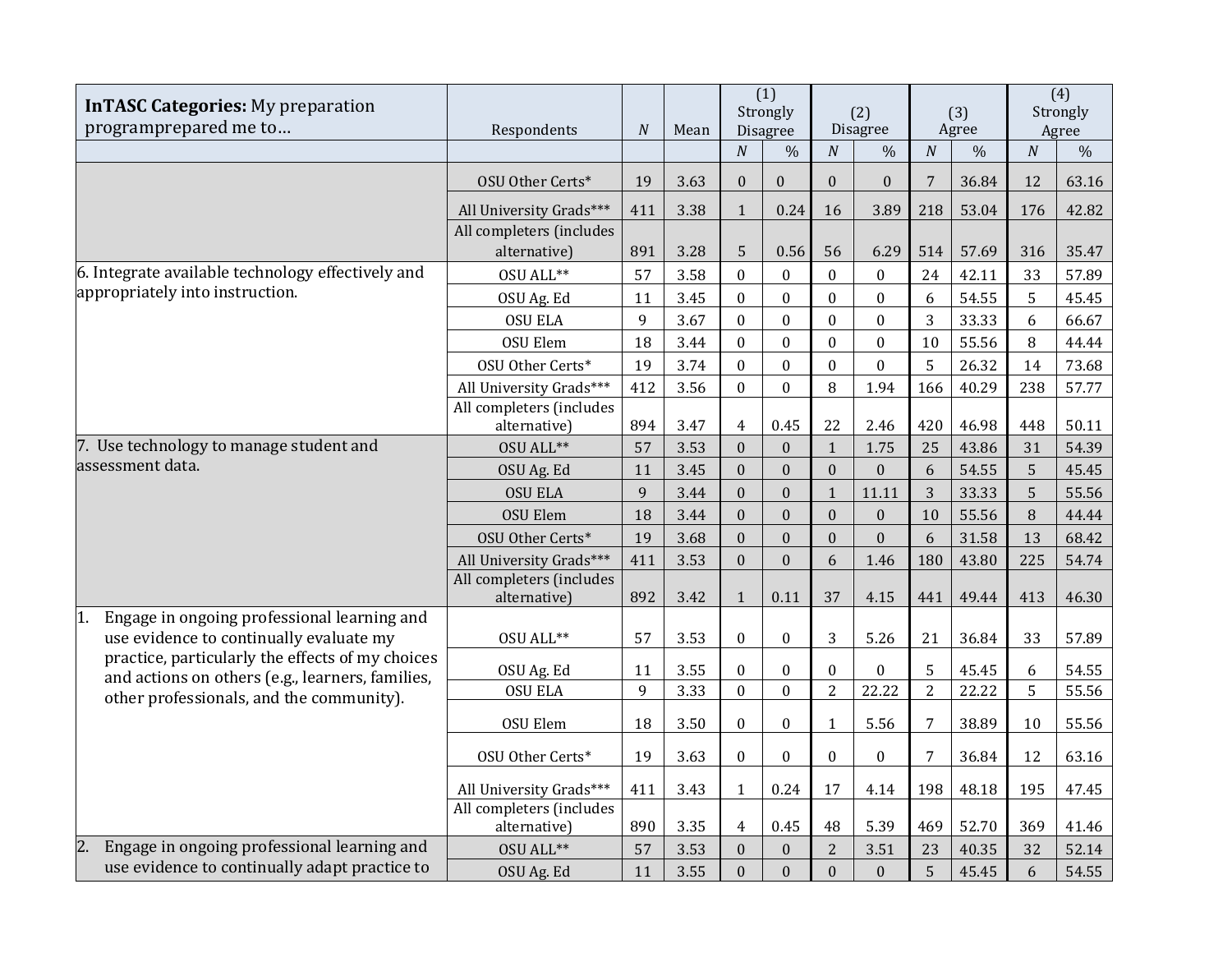| **InTASC Categories:** My preparation programprepared me to… | Respondents | *N* | Mean | (1) Strongly Disagree | | (2) Disagree | | (3) Agree | | (4) Strongly Agree | |
|---|---|---|---|---|---|---|---|---|---|---|---|
| | | | | *N* | % | *N* | % | *N* | % | *N* | % |
| | OSU Other Certs* | 19 | 3.63 | 0 | 0 | 0 | 0 | 7 | 36.84 | 12 | 63.16 |
| | All University Grads*** | 411 | 3.38 | 1 | 0.24 | 16 | 3.89 | 218 | 53.04 | 176 | 42.82 |
| | All completers (includes alternative) | 891 | 3.28 | 5 | 0.56 | 56 | 6.29 | 514 | 57.69 | 316 | 35.47 |
| 6. Integrate available technology effectively and appropriately into instruction. | OSU ALL** | 57 | 3.58 | 0 | 0 | 0 | 0 | 24 | 42.11 | 33 | 57.89 |
| | OSU Ag. Ed | 11 | 3.45 | 0 | 0 | 0 | 0 | 6 | 54.55 | 5 | 45.45 |
| | OSU ELA | 9 | 3.67 | 0 | 0 | 0 | 0 | 3 | 33.33 | 6 | 66.67 |
| | OSU Elem | 18 | 3.44 | 0 | 0 | 0 | 0 | 10 | 55.56 | 8 | 44.44 |
| | OSU Other Certs* | 19 | 3.74 | 0 | 0 | 0 | 0 | 5 | 26.32 | 14 | 73.68 |
| | All University Grads*** | 412 | 3.56 | 0 | 0 | 8 | 1.94 | 166 | 40.29 | 238 | 57.77 |
| | All completers (includes alternative) | 894 | 3.47 | 4 | 0.45 | 22 | 2.46 | 420 | 46.98 | 448 | 50.11 |
| 7. Use technology to manage student and assessment data. | OSU ALL** | 57 | 3.53 | 0 | 0 | 1 | 1.75 | 25 | 43.86 | 31 | 54.39 |
| | OSU Ag. Ed | 11 | 3.45 | 0 | 0 | 0 | 0 | 6 | 54.55 | 5 | 45.45 |
| | OSU ELA | 9 | 3.44 | 0 | 0 | 1 | 11.11 | 3 | 33.33 | 5 | 55.56 |
| | OSU Elem | 18 | 3.44 | 0 | 0 | 0 | 0 | 10 | 55.56 | 8 | 44.44 |
| | OSU Other Certs* | 19 | 3.68 | 0 | 0 | 0 | 0 | 6 | 31.58 | 13 | 68.42 |
| | All University Grads*** | 411 | 3.53 | 0 | 0 | 6 | 1.46 | 180 | 43.80 | 225 | 54.74 |
| | All completers (includes alternative) | 892 | 3.42 | 1 | 0.11 | 37 | 4.15 | 441 | 49.44 | 413 | 46.30 |
| 1. Engage in ongoing professional learning and use evidence to continually evaluate my practice, particularly the effects of my choices and actions on others (e.g., learners, families, other professionals, and the community). | OSU ALL** | 57 | 3.53 | 0 | 0 | 3 | 5.26 | 21 | 36.84 | 33 | 57.89 |
| | OSU Ag. Ed | 11 | 3.55 | 0 | 0 | 0 | 0 | 5 | 45.45 | 6 | 54.55 |
| | OSU ELA | 9 | 3.33 | 0 | 0 | 2 | 22.22 | 2 | 22.22 | 5 | 55.56 |
| | OSU Elem | 18 | 3.50 | 0 | 0 | 1 | 5.56 | 7 | 38.89 | 10 | 55.56 |
| | OSU Other Certs* | 19 | 3.63 | 0 | 0 | 0 | 0 | 7 | 36.84 | 12 | 63.16 |
| | All University Grads*** | 411 | 3.43 | 1 | 0.24 | 17 | 4.14 | 198 | 48.18 | 195 | 47.45 |
| | All completers (includes alternative) | 890 | 3.35 | 4 | 0.45 | 48 | 5.39 | 469 | 52.70 | 369 | 41.46 |
| 2. Engage in ongoing professional learning and use evidence to continually adapt practice to | OSU ALL** | 57 | 3.53 | 0 | 0 | 2 | 3.51 | 23 | 40.35 | 32 | 52.14 |
| | OSU Ag. Ed | 11 | 3.55 | 0 | 0 | 0 | 0 | 5 | 45.45 | 6 | 54.55 |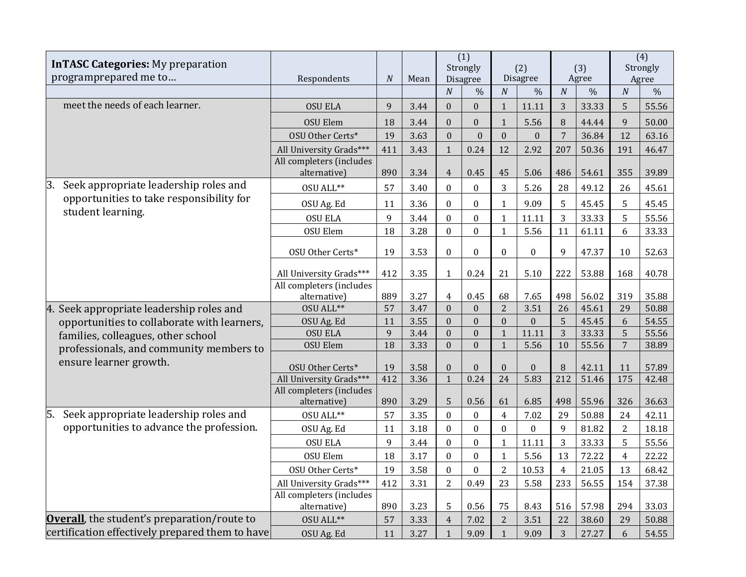| **InTASC Categories:** My preparation programprepared me to… | Respondents | *N* | Mean | (1) Strongly Disagree | | (2) Disagree | | (3) Agree | | (4) Strongly Agree | |
|---|---|---|---|---|---|---|---|---|---|---|---|
| | | | | *N* | % | *N* | % | *N* | % | *N* | % |
| meet the needs of each learner. | OSU ELA | 9 | 3.44 | 0 | 0 | 1 | 11.11 | 3 | 33.33 | 5 | 55.56 |
| | OSU Elem | 18 | 3.44 | 0 | 0 | 1 | 5.56 | 8 | 44.44 | 9 | 50.00 |
| | OSU Other Certs* | 19 | 3.63 | 0 | 0 | 0 | 0 | 7 | 36.84 | 12 | 63.16 |
| | All University Grads*** | 411 | 3.43 | 1 | 0.24 | 12 | 2.92 | 207 | 50.36 | 191 | 46.47 |
| | All completers (includes alternative) | 890 | 3.34 | 4 | 0.45 | 45 | 5.06 | 486 | 54.61 | 355 | 39.89 |
| 3. Seek appropriate leadership roles and opportunities to take responsibility for student learning. | OSU ALL** | 57 | 3.40 | 0 | 0 | 3 | 5.26 | 28 | 49.12 | 26 | 45.61 |
| | OSU Ag. Ed | 11 | 3.36 | 0 | 0 | 1 | 9.09 | 5 | 45.45 | 5 | 45.45 |
| | OSU ELA | 9 | 3.44 | 0 | 0 | 1 | 11.11 | 3 | 33.33 | 5 | 55.56 |
| | OSU Elem | 18 | 3.28 | 0 | 0 | 1 | 5.56 | 11 | 61.11 | 6 | 33.33 |
| | OSU Other Certs* | 19 | 3.53 | 0 | 0 | 0 | 0 | 9 | 47.37 | 10 | 52.63 |
| | All University Grads*** | 412 | 3.35 | 1 | 0.24 | 21 | 5.10 | 222 | 53.88 | 168 | 40.78 |
| | All completers (includes alternative) | 889 | 3.27 | 4 | 0.45 | 68 | 7.65 | 498 | 56.02 | 319 | 35.88 |
| 4. Seek appropriate leadership roles and opportunities to collaborate with learners, families, colleagues, other school professionals, and community members to ensure learner growth. | OSU ALL** | 57 | 3.47 | 0 | 0 | 2 | 3.51 | 26 | 45.61 | 29 | 50.88 |
| | OSU Ag. Ed | 11 | 3.55 | 0 | 0 | 0 | 0 | 5 | 45.45 | 6 | 54.55 |
| | OSU ELA | 9 | 3.44 | 0 | 0 | 1 | 11.11 | 3 | 33.33 | 5 | 55.56 |
| | OSU Elem | 18 | 3.33 | 0 | 0 | 1 | 5.56 | 10 | 55.56 | 7 | 38.89 |
| | OSU Other Certs* | 19 | 3.58 | 0 | 0 | 0 | 0 | 8 | 42.11 | 11 | 57.89 |
| | All University Grads*** | 412 | 3.36 | 1 | 0.24 | 24 | 5.83 | 212 | 51.46 | 175 | 42.48 |
| | All completers (includes alternative) | 890 | 3.29 | 5 | 0.56 | 61 | 6.85 | 498 | 55.96 | 326 | 36.63 |
| 5. Seek appropriate leadership roles and opportunities to advance the profession. | OSU ALL** | 57 | 3.35 | 0 | 0 | 4 | 7.02 | 29 | 50.88 | 24 | 42.11 |
| | OSU Ag. Ed | 11 | 3.18 | 0 | 0 | 0 | 0 | 9 | 81.82 | 2 | 18.18 |
| | OSU ELA | 9 | 3.44 | 0 | 0 | 1 | 11.11 | 3 | 33.33 | 5 | 55.56 |
| | OSU Elem | 18 | 3.17 | 0 | 0 | 1 | 5.56 | 13 | 72.22 | 4 | 22.22 |
| | OSU Other Certs* | 19 | 3.58 | 0 | 0 | 2 | 10.53 | 4 | 21.05 | 13 | 68.42 |
| | All University Grads*** | 412 | 3.31 | 2 | 0.49 | 23 | 5.58 | 233 | 56.55 | 154 | 37.38 |
| | All completers (includes alternative) | 890 | 3.23 | 5 | 0.56 | 75 | 8.43 | 516 | 57.98 | 294 | 33.03 |
| **Overall**, the student's preparation/route to certification effectively prepared them to have | OSU ALL** | 57 | 3.33 | 4 | 7.02 | 2 | 3.51 | 22 | 38.60 | 29 | 50.88 |
| | OSU Ag. Ed | 11 | 3.27 | 1 | 9.09 | 1 | 9.09 | 3 | 27.27 | 6 | 54.55 |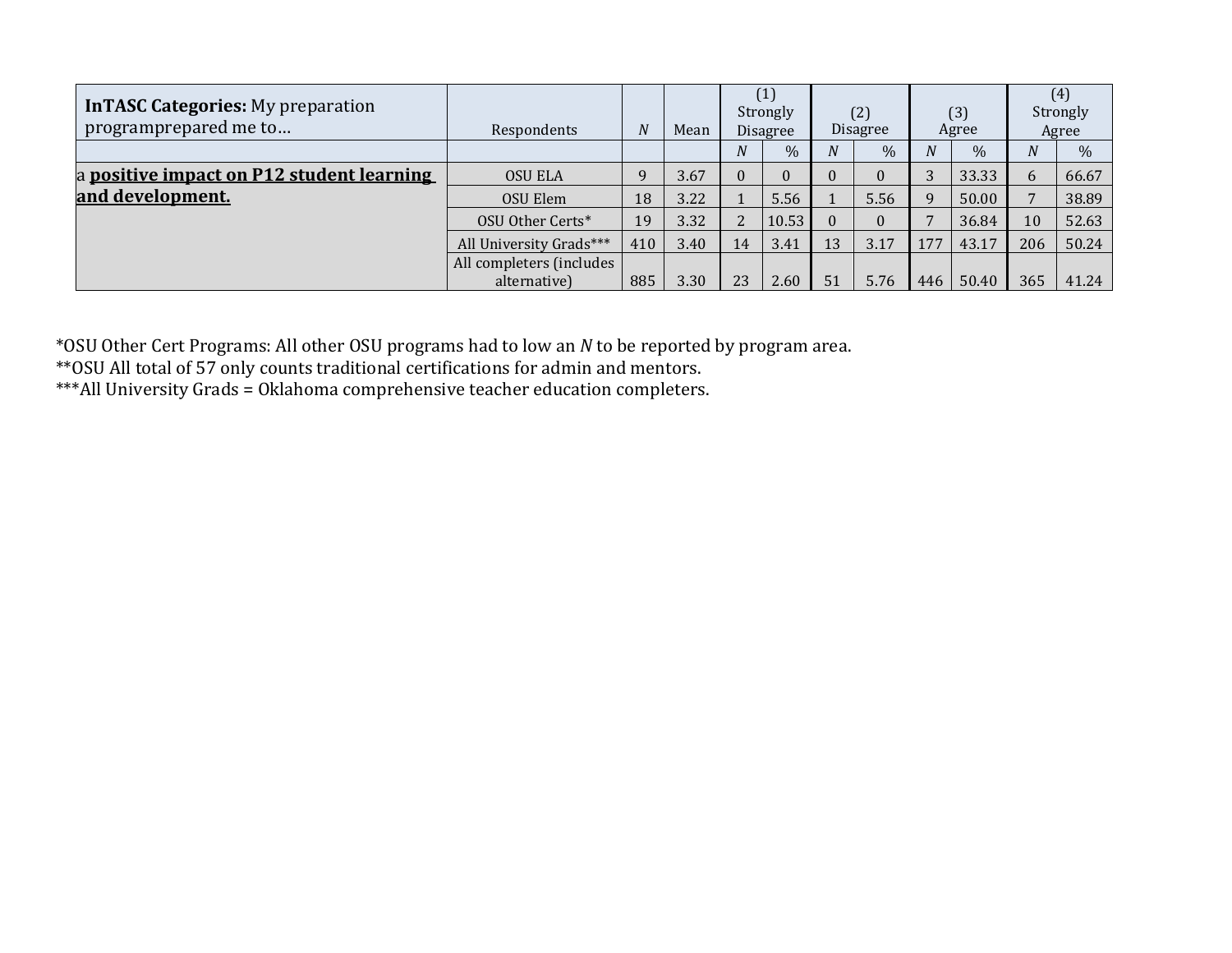| **InTASC Categories:** My preparation programprepared me to… | Respondents | *N* | Mean | (1) Strongly Disagree | | (2) Disagree | | (3) Agree | | (4) Strongly Agree | |
|---|---|---|---|---|---|---|---|---|---|---|---|
| | | | | *N* | % | *N* | % | *N* | % | *N* | % |
| a **positive impact on P12 student learning and development.** | OSU ELA | 9 | 3.67 | 0 | 0 | 0 | 0 | 3 | 33.33 | 6 | 66.67 |
| | OSU Elem | 18 | 3.22 | 1 | 5.56 | 1 | 5.56 | 9 | 50.00 | 7 | 38.89 |
| | OSU Other Certs* | 19 | 3.32 | 2 | 10.53 | 0 | 0 | 7 | 36.84 | 10 | 52.63 |
| | All University Grads*** | 410 | 3.40 | 14 | 3.41 | 13 | 3.17 | 177 | 43.17 | 206 | 50.24 |
| | All completers (includes alternative) | 885 | 3.30 | 23 | 2.60 | 51 | 5.76 | 446 | 50.40 | 365 | 41.24 |

*OSU Other Cert Programs: All other OSU programs had to low an *N* to be reported by program area.
**OSU All total of 57 only counts traditional certifications for admin and mentors.
***All University Grads = Oklahoma comprehensive teacher education completers.